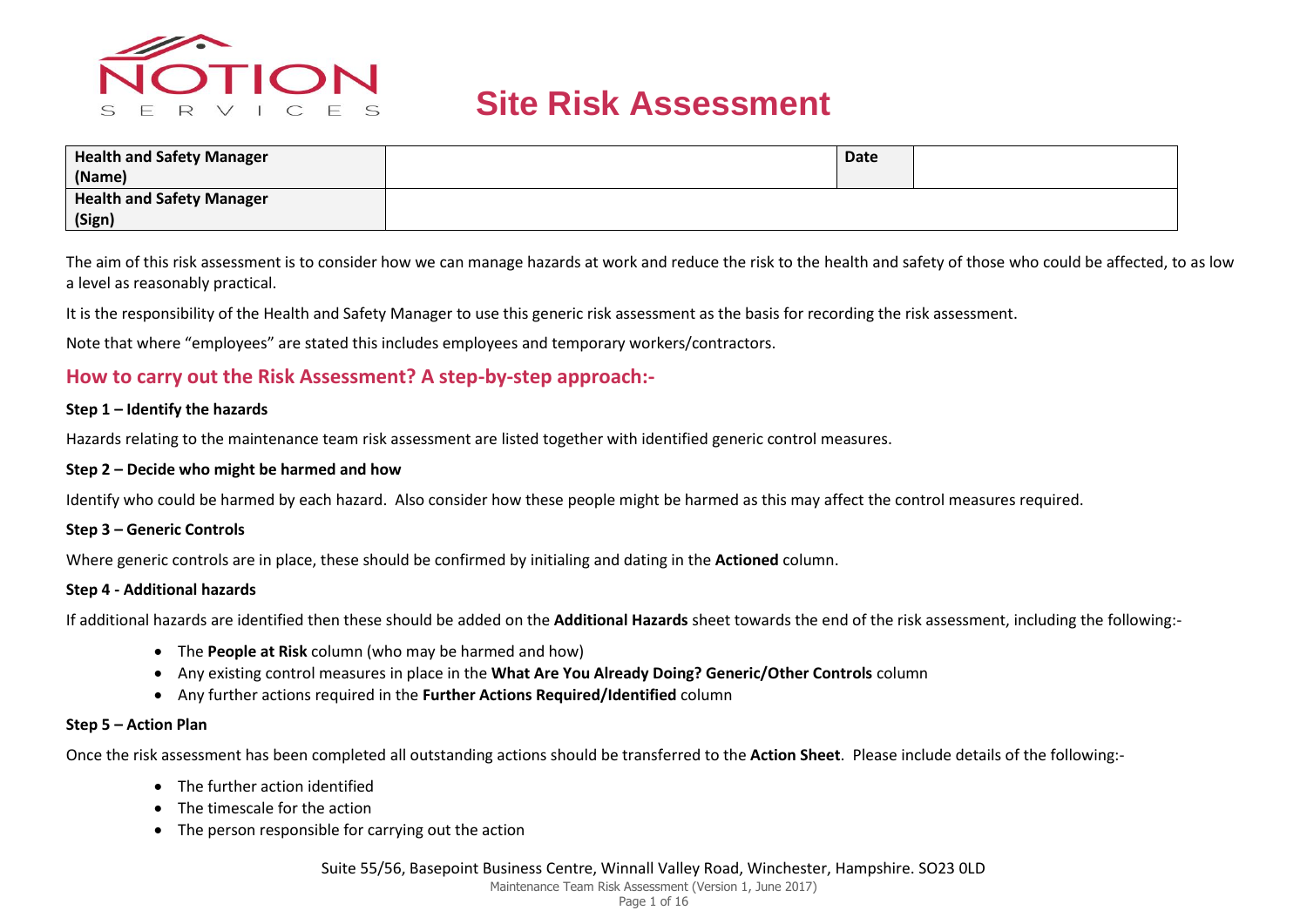NOTION SERVICES

# Site Risk Assessment

| Health and Safety Manager (Name) | | Date | |
|---|---|---|---|
| Health and Safety Manager (Sign) | | | |

The aim of this risk assessment is to consider how we can manage hazards at work and reduce the risk to the health and safety of those who could be affected, to as low a level as reasonably practical.

It is the responsibility of the Health and Safety Manager to use this generic risk assessment as the basis for recording the risk assessment.

Note that where "employees" are stated this includes employees and temporary workers/contractors.

## How to carry out the Risk Assessment? A step-by-step approach:-

**Step 1 – Identify the hazards**

Hazards relating to the maintenance team risk assessment are listed together with identified generic control measures.

**Step 2 – Decide who might be harmed and how**

Identify who could be harmed by each hazard. Also consider how these people might be harmed as this may affect the control measures required.

**Step 3 – Generic Controls**

Where generic controls are in place, these should be confirmed by initialing and dating in the **Actioned** column.

**Step 4 - Additional hazards**

If additional hazards are identified then these should be added on the **Additional Hazards** sheet towards the end of the risk assessment, including the following:-

- The **People at Risk** column (who may be harmed and how)
- Any existing control measures in place in the **What Are You Already Doing? Generic/Other Controls** column
- Any further actions required in the **Further Actions Required/Identified** column

**Step 5 – Action Plan**

Once the risk assessment has been completed all outstanding actions should be transferred to the **Action Sheet**. Please include details of the following:-

- The further action identified
- The timescale for the action
- The person responsible for carrying out the action

Suite 55/56, Basepoint Business Centre, Winnall Valley Road, Winchester, Hampshire. SO23 0LD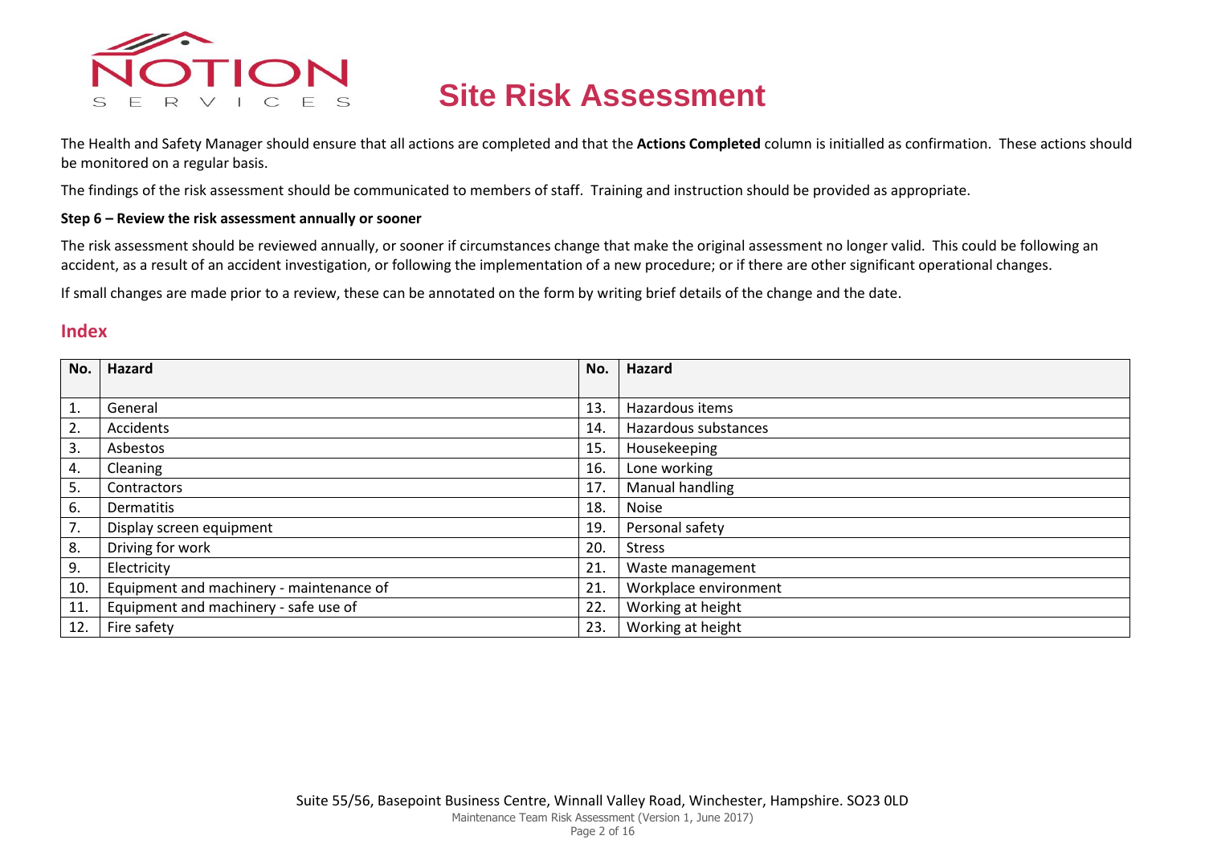# Site Risk Assessment

The Health and Safety Manager should ensure that all actions are completed and that the **Actions Completed** column is initialled as confirmation. These actions should be monitored on a regular basis.

The findings of the risk assessment should be communicated to members of staff. Training and instruction should be provided as appropriate.

**Step 6 – Review the risk assessment annually or sooner**

The risk assessment should be reviewed annually, or sooner if circumstances change that make the original assessment no longer valid. This could be following an accident, as a result of an accident investigation, or following the implementation of a new procedure; or if there are other significant operational changes.

If small changes are made prior to a review, these can be annotated on the form by writing brief details of the change and the date.

## Index

| No. | Hazard | No. | Hazard |
|---|---|---|---|
| 1. | General | 13. | Hazardous items |
| 2. | Accidents | 14. | Hazardous substances |
| 3. | Asbestos | 15. | Housekeeping |
| 4. | Cleaning | 16. | Lone working |
| 5. | Contractors | 17. | Manual handling |
| 6. | Dermatitis | 18. | Noise |
| 7. | Display screen equipment | 19. | Personal safety |
| 8. | Driving for work | 20. | Stress |
| 9. | Electricity | 21. | Waste management |
| 10. | Equipment and machinery - maintenance of | 21. | Workplace environment |
| 11. | Equipment and machinery - safe use of | 22. | Working at height |
| 12. | Fire safety | 23. | Working at height |

Suite 55/56, Basepoint Business Centre, Winnall Valley Road, Winchester, Hampshire. SO23 0LD

Maintenance Team Risk Assessment (Version 1, June 2017)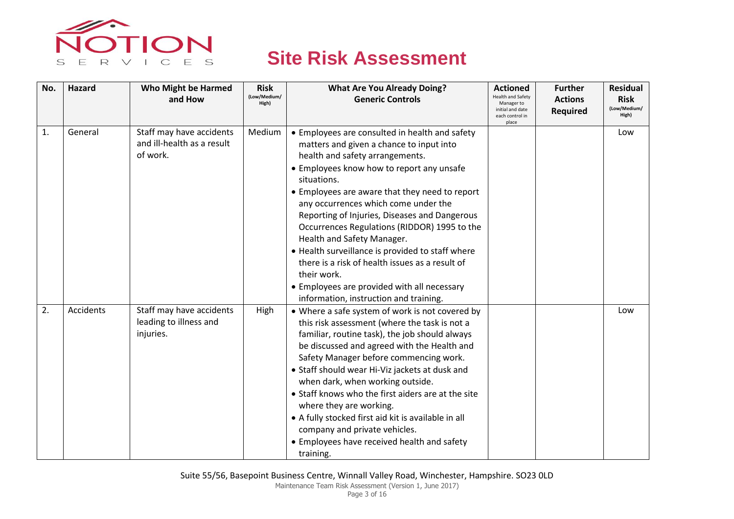# Site Risk Assessment

| No. | Hazard | Who Might be Harmed and How | Risk (Low/Medium/ High) | What Are You Already Doing? Generic Controls | Actioned Health and Safety Manager to initial and date each control in place | Further Actions Required | Residual Risk (Low/Medium/ High) |
|---|---|---|---|---|---|---|---|
| 1. | General | Staff may have accidents and ill-health as a result of work. | Medium | • Employees are consulted in health and safety matters and given a chance to input into health and safety arrangements.<br>• Employees know how to report any unsafe situations.<br>• Employees are aware that they need to report any occurrences which come under the Reporting of Injuries, Diseases and Dangerous Occurrences Regulations (RIDDOR) 1995 to the Health and Safety Manager.<br>• Health surveillance is provided to staff where there is a risk of health issues as a result of their work.<br>• Employees are provided with all necessary information, instruction and training. | | | Low |
| 2. | Accidents | Staff may have accidents leading to illness and injuries. | High | • Where a safe system of work is not covered by this risk assessment (where the task is not a familiar, routine task), the job should always be discussed and agreed with the Health and Safety Manager before commencing work.<br>• Staff should wear Hi-Viz jackets at dusk and when dark, when working outside.<br>• Staff knows who the first aiders are at the site where they are working.<br>• A fully stocked first aid kit is available in all company and private vehicles.<br>• Employees have received health and safety training. | | | Low |

Suite 55/56, Basepoint Business Centre, Winnall Valley Road, Winchester, Hampshire. SO23 0LD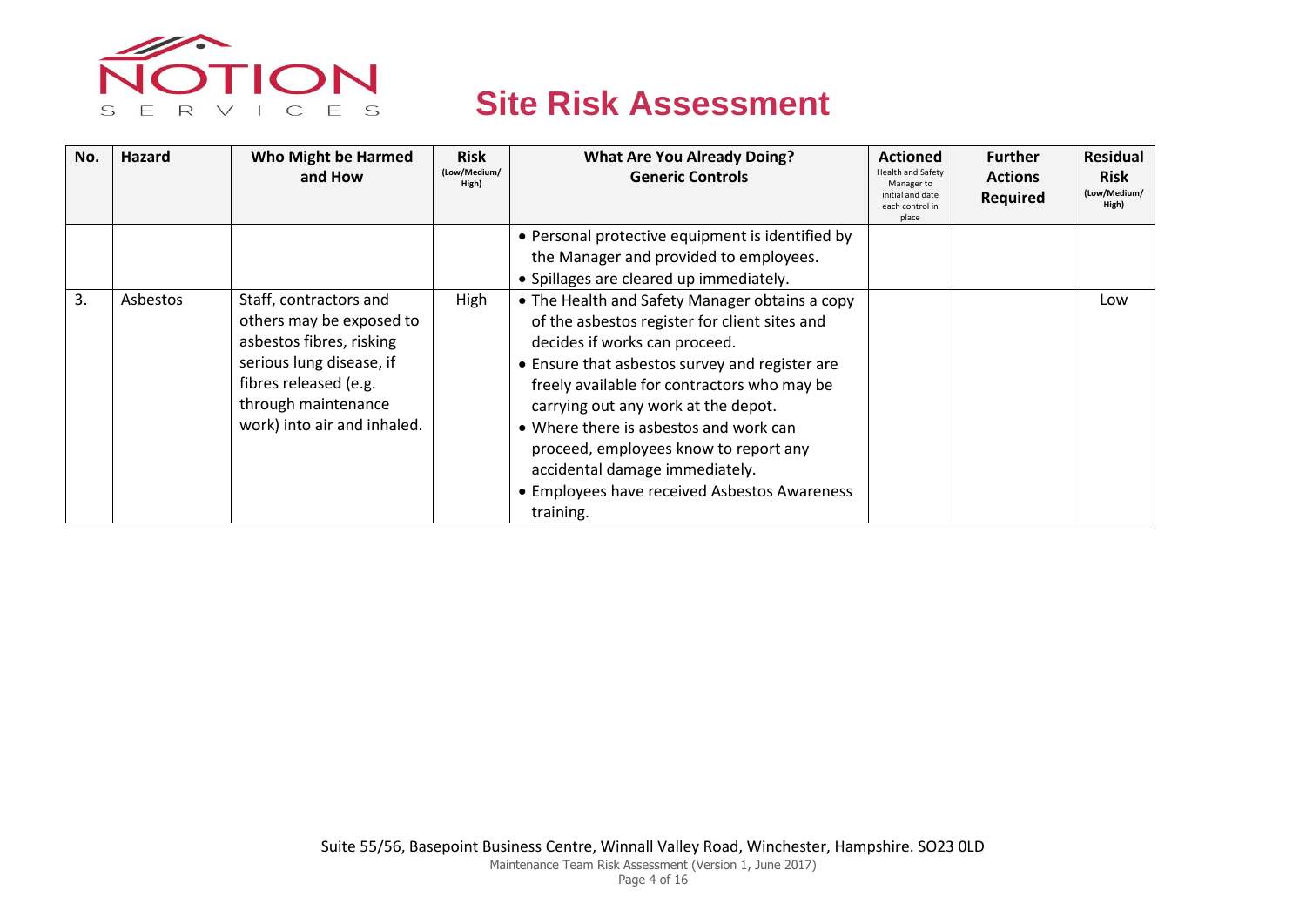# Site Risk Assessment

| No. | Hazard | Who Might be Harmed and How | Risk (Low/Medium/High) | What Are You Already Doing? Generic Controls | Actioned Health and Safety Manager to initial and date each control in place | Further Actions Required | Residual Risk (Low/Medium/High) |
|---|---|---|---|---|---|---|---|
| | | | | • Personal protective equipment is identified by the Manager and provided to employees.<br>• Spillages are cleared up immediately. | | | |
| 3. | Asbestos | Staff, contractors and others may be exposed to asbestos fibres, risking serious lung disease, if fibres released (e.g. through maintenance work) into air and inhaled. | High | • The Health and Safety Manager obtains a copy of the asbestos register for client sites and decides if works can proceed.<br>• Ensure that asbestos survey and register are freely available for contractors who may be carrying out any work at the depot.<br>• Where there is asbestos and work can proceed, employees know to report any accidental damage immediately.<br>• Employees have received Asbestos Awareness training. | | | Low |

Suite 55/56, Basepoint Business Centre, Winnall Valley Road, Winchester, Hampshire. SO23 0LD

Maintenance Team Risk Assessment (Version 1, June 2017)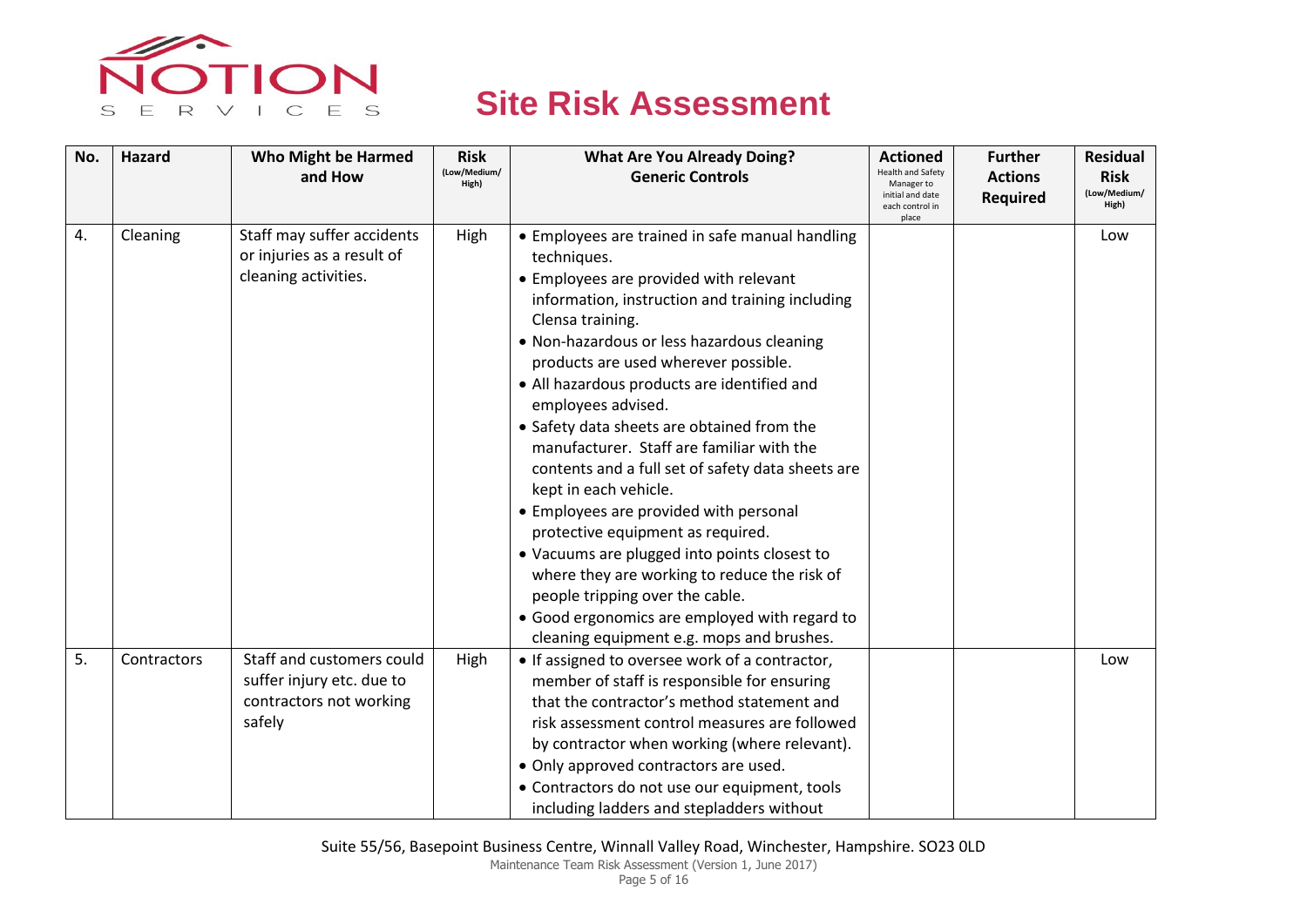# Site Risk Assessment

| No. | Hazard | Who Might be Harmed and How | Risk (Low/Medium/High) | What Are You Already Doing? Generic Controls | Actioned Health and Safety Manager to initial and date each control in place | Further Actions Required | Residual Risk (Low/Medium/High) |
|---|---|---|---|---|---|---|---|
| 4. | Cleaning | Staff may suffer accidents or injuries as a result of cleaning activities. | High | • Employees are trained in safe manual handling techniques.<br>• Employees are provided with relevant information, instruction and training including Clensa training.<br>• Non-hazardous or less hazardous cleaning products are used wherever possible.<br>• All hazardous products are identified and employees advised.<br>• Safety data sheets are obtained from the manufacturer. Staff are familiar with the contents and a full set of safety data sheets are kept in each vehicle.<br>• Employees are provided with personal protective equipment as required.<br>• Vacuums are plugged into points closest to where they are working to reduce the risk of people tripping over the cable.<br>• Good ergonomics are employed with regard to cleaning equipment e.g. mops and brushes. | | | Low |
| 5. | Contractors | Staff and customers could suffer injury etc. due to contractors not working safely | High | • If assigned to oversee work of a contractor, member of staff is responsible for ensuring that the contractor's method statement and risk assessment control measures are followed by contractor when working (where relevant).<br>• Only approved contractors are used.<br>• Contractors do not use our equipment, tools including ladders and stepladders without | | | Low |

Suite 55/56, Basepoint Business Centre, Winnall Valley Road, Winchester, Hampshire. SO23 0LD
Maintenance Team Risk Assessment (Version 1, June 2017)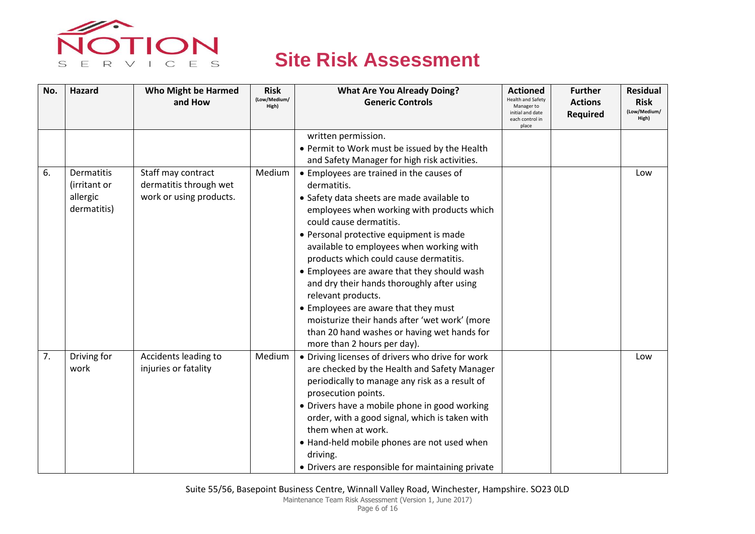# Site Risk Assessment

| No. | Hazard | Who Might be Harmed and How | Risk (Low/Medium/High) | What Are You Already Doing? Generic Controls | Actioned Health and Safety Manager to initial and date each control in place | Further Actions Required | Residual Risk (Low/Medium/High) |
|---|---|---|---|---|---|---|---|
| | | | | written permission.<br>• Permit to Work must be issued by the Health and Safety Manager for high risk activities. | | | |
| 6. | Dermatitis (irritant or allergic dermatitis) | Staff may contract dermatitis through wet work or using products. | Medium | • Employees are trained in the causes of dermatitis.<br>• Safety data sheets are made available to employees when working with products which could cause dermatitis.<br>• Personal protective equipment is made available to employees when working with products which could cause dermatitis.<br>• Employees are aware that they should wash and dry their hands thoroughly after using relevant products.<br>• Employees are aware that they must moisturize their hands after 'wet work' (more than 20 hand washes or having wet hands for more than 2 hours per day). | | | Low |
| 7. | Driving for work | Accidents leading to injuries or fatality | Medium | • Driving licenses of drivers who drive for work are checked by the Health and Safety Manager periodically to manage any risk as a result of prosecution points.<br>• Drivers have a mobile phone in good working order, with a good signal, which is taken with them when at work.<br>• Hand-held mobile phones are not used when driving.<br>• Drivers are responsible for maintaining private | | | Low |

Suite 55/56, Basepoint Business Centre, Winnall Valley Road, Winchester, Hampshire. SO23 0LD

Maintenance Team Risk Assessment (Version 1, June 2017)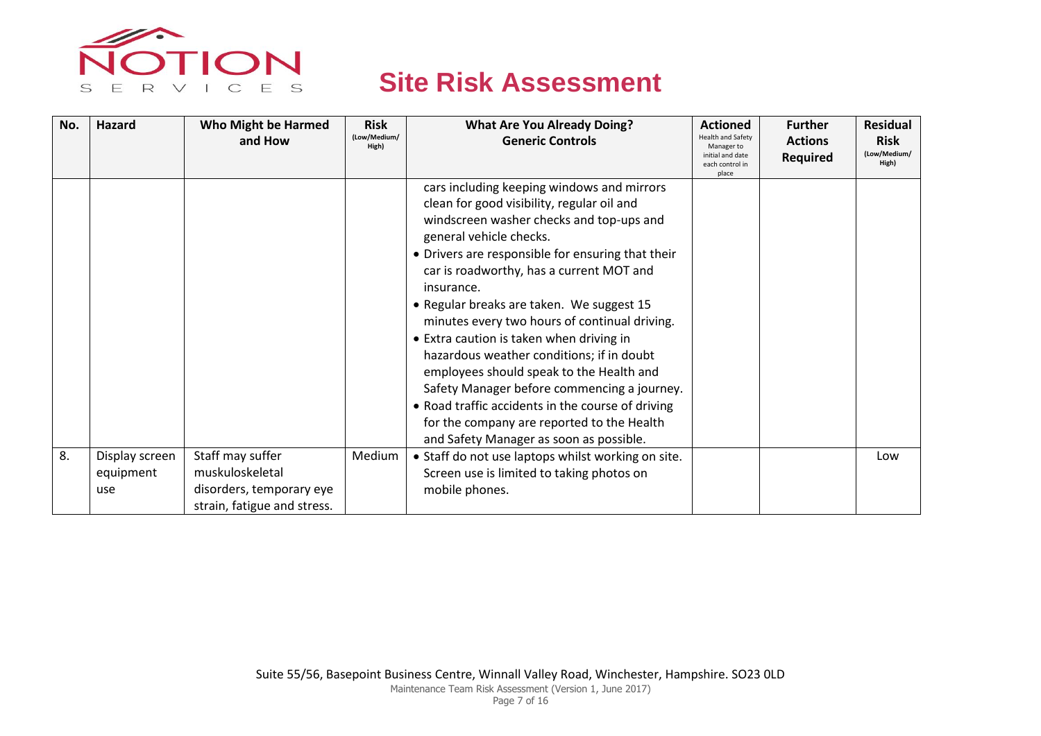# Site Risk Assessment

| No. | Hazard | Who Might be Harmed and How | Risk (Low/Medium/ High) | What Are You Already Doing? Generic Controls | Actioned Health and Safety Manager to initial and date each control in place | Further Actions Required | Residual Risk (Low/Medium/ High) |
|---|---|---|---|---|---|---|---|
| | | | | cars including keeping windows and mirrors clean for good visibility, regular oil and windscreen washer checks and top-ups and general vehicle checks.<br>• Drivers are responsible for ensuring that their car is roadworthy, has a current MOT and insurance.<br>• Regular breaks are taken. We suggest 15 minutes every two hours of continual driving.<br>• Extra caution is taken when driving in hazardous weather conditions; if in doubt employees should speak to the Health and Safety Manager before commencing a journey.<br>• Road traffic accidents in the course of driving for the company are reported to the Health and Safety Manager as soon as possible. | | | |
| 8. | Display screen equipment use | Staff may suffer muskuloskeletal disorders, temporary eye strain, fatigue and stress. | Medium | • Staff do not use laptops whilst working on site. Screen use is limited to taking photos on mobile phones. | | | Low |

Suite 55/56, Basepoint Business Centre, Winnall Valley Road, Winchester, Hampshire. SO23 0LD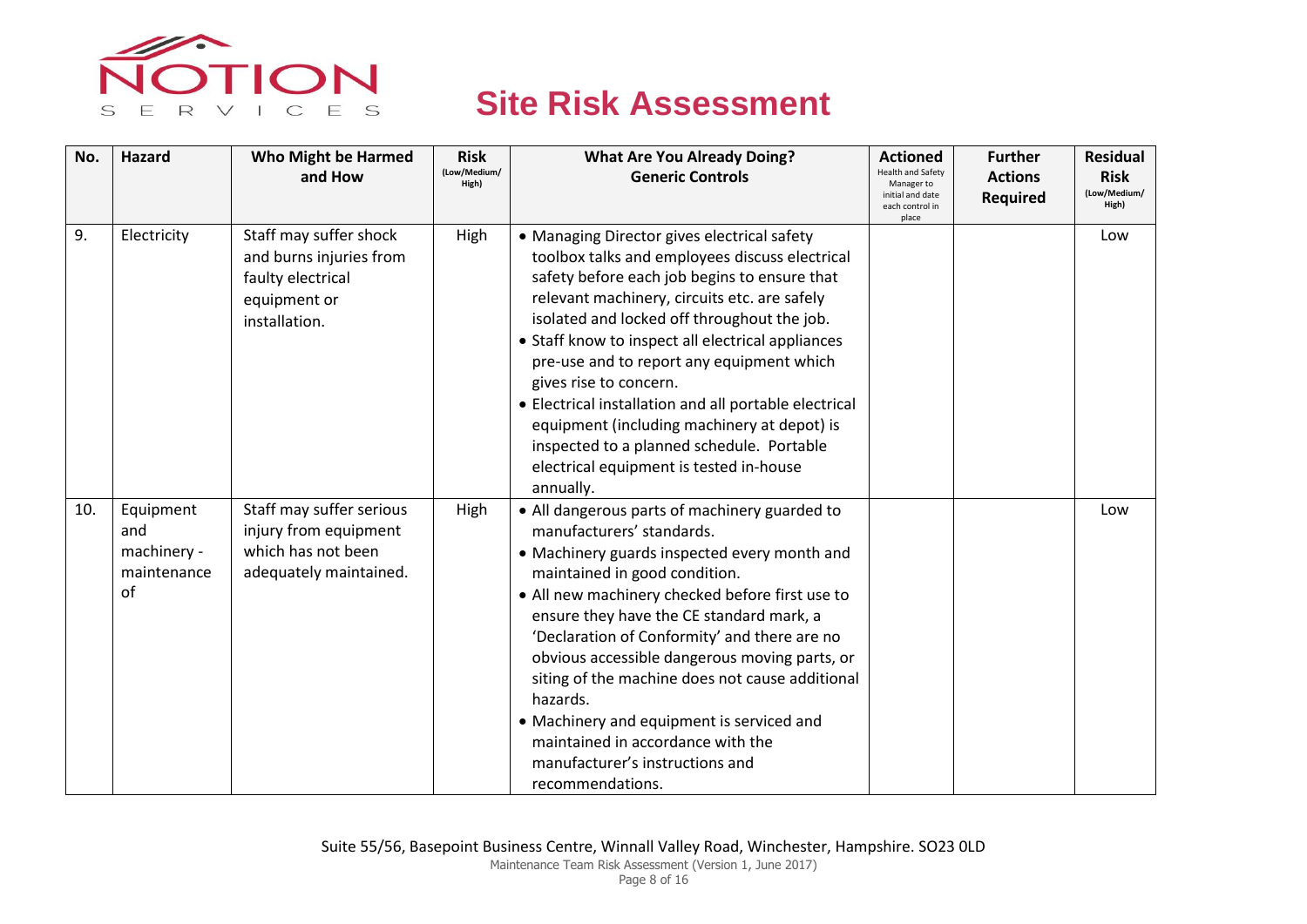# Site Risk Assessment

| No. | Hazard | Who Might be Harmed and How | Risk (Low/Medium/High) | What Are You Already Doing? Generic Controls | Actioned Health and Safety Manager to initial and date each control in place | Further Actions Required | Residual Risk (Low/Medium/High) |
|---|---|---|---|---|---|---|---|
| 9. | Electricity | Staff may suffer shock and burns injuries from faulty electrical equipment or installation. | High | • Managing Director gives electrical safety toolbox talks and employees discuss electrical safety before each job begins to ensure that relevant machinery, circuits etc. are safely isolated and locked off throughout the job.<br>• Staff know to inspect all electrical appliances pre-use and to report any equipment which gives rise to concern.<br>• Electrical installation and all portable electrical equipment (including machinery at depot) is inspected to a planned schedule. Portable electrical equipment is tested in-house annually. | | | Low |
| 10. | Equipment and machinery - maintenance of | Staff may suffer serious injury from equipment which has not been adequately maintained. | High | • All dangerous parts of machinery guarded to manufacturers' standards.<br>• Machinery guards inspected every month and maintained in good condition.<br>• All new machinery checked before first use to ensure they have the CE standard mark, a 'Declaration of Conformity' and there are no obvious accessible dangerous moving parts, or siting of the machine does not cause additional hazards.<br>• Machinery and equipment is serviced and maintained in accordance with the manufacturer's instructions and recommendations. | | | Low |

Suite 55/56, Basepoint Business Centre, Winnall Valley Road, Winchester, Hampshire. SO23 0LD

Maintenance Team Risk Assessment (Version 1, June 2017)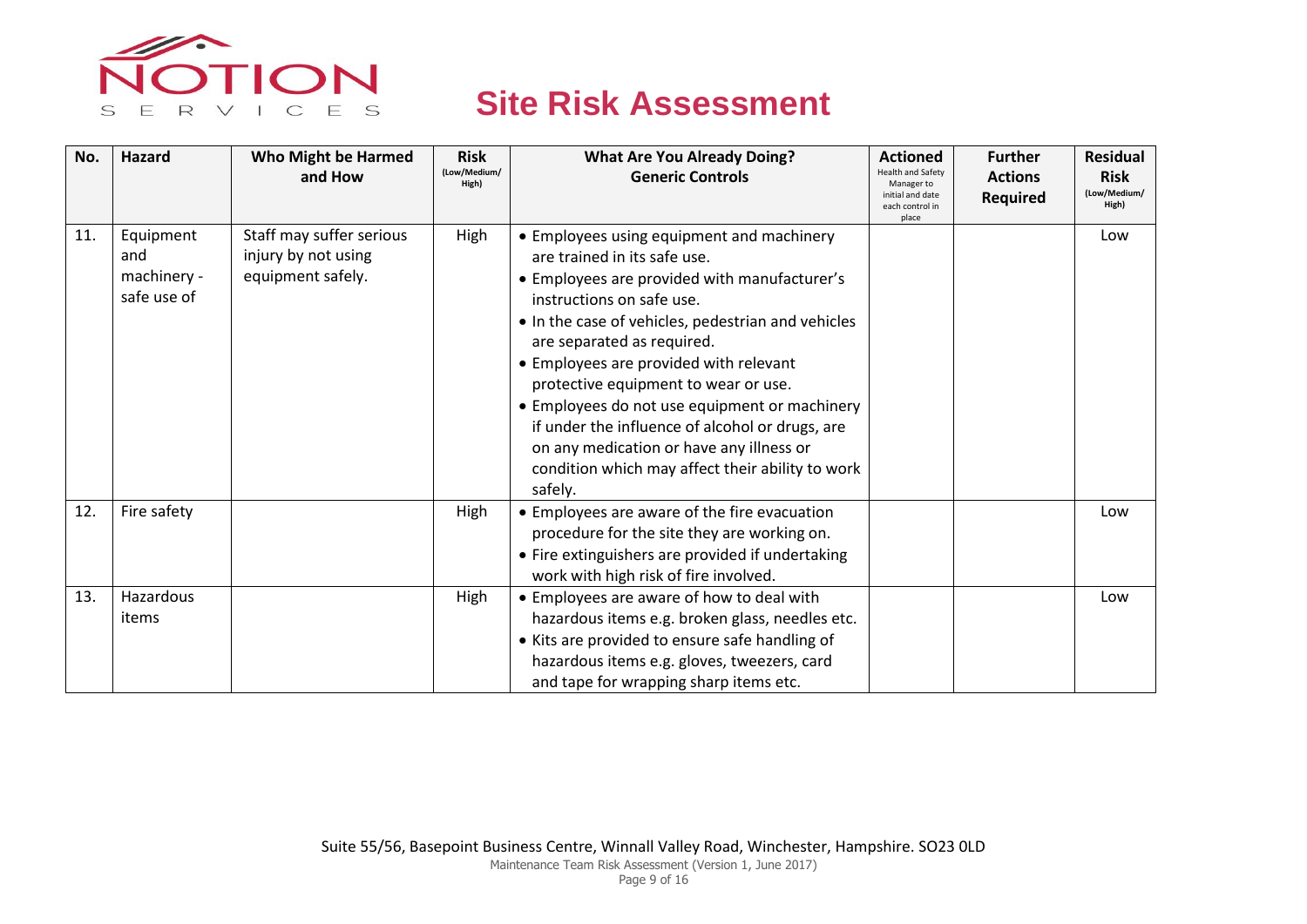# Site Risk Assessment

| No. | Hazard | Who Might be Harmed and How | Risk (Low/Medium/High) | What Are You Already Doing? Generic Controls | Actioned Health and Safety Manager to initial and date each control in place | Further Actions Required | Residual Risk (Low/Medium/High) |
|---|---|---|---|---|---|---|---|
| 11. | Equipment and machinery - safe use of | Staff may suffer serious injury by not using equipment safely. | High | • Employees using equipment and machinery are trained in its safe use.<br>• Employees are provided with manufacturer's instructions on safe use.<br>• In the case of vehicles, pedestrian and vehicles are separated as required.<br>• Employees are provided with relevant protective equipment to wear or use.<br>• Employees do not use equipment or machinery if under the influence of alcohol or drugs, are on any medication or have any illness or condition which may affect their ability to work safely. | | | Low |
| 12. | Fire safety | | High | • Employees are aware of the fire evacuation procedure for the site they are working on.<br>• Fire extinguishers are provided if undertaking work with high risk of fire involved. | | | Low |
| 13. | Hazardous items | | High | • Employees are aware of how to deal with hazardous items e.g. broken glass, needles etc.<br>• Kits are provided to ensure safe handling of hazardous items e.g. gloves, tweezers, card and tape for wrapping sharp items etc. | | | Low |

Suite 55/56, Basepoint Business Centre, Winnall Valley Road, Winchester, Hampshire. SO23 0LD

Maintenance Team Risk Assessment (Version 1, June 2017)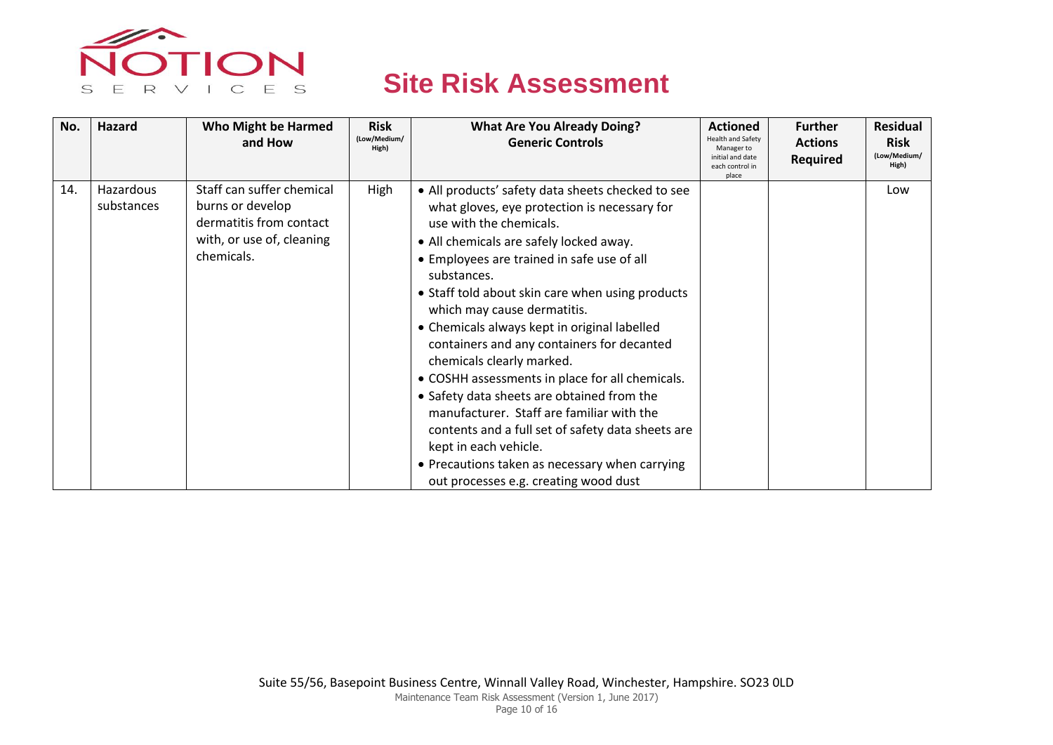NOTION
SERVICES

# Site Risk Assessment

| No. | Hazard | Who Might be Harmed and How | Risk (Low/Medium/ High) | What Are You Already Doing? Generic Controls | Actioned Health and Safety Manager to initial and date each control in place | Further Actions Required | Residual Risk (Low/Medium/ High) |
|---|---|---|---|---|---|---|---|
| 14. | Hazardous substances | Staff can suffer chemical burns or develop dermatitis from contact with, or use of, cleaning chemicals. | High | • All products' safety data sheets checked to see what gloves, eye protection is necessary for use with the chemicals.<br>• All chemicals are safely locked away.<br>• Employees are trained in safe use of all substances.<br>• Staff told about skin care when using products which may cause dermatitis.<br>• Chemicals always kept in original labelled containers and any containers for decanted chemicals clearly marked.<br>• COSHH assessments in place for all chemicals.<br>• Safety data sheets are obtained from the manufacturer. Staff are familiar with the contents and a full set of safety data sheets are kept in each vehicle.<br>• Precautions taken as necessary when carrying out processes e.g. creating wood dust | | | Low |

Suite 55/56, Basepoint Business Centre, Winnall Valley Road, Winchester, Hampshire. SO23 0LD
Maintenance Team Risk Assessment (Version 1, June 2017)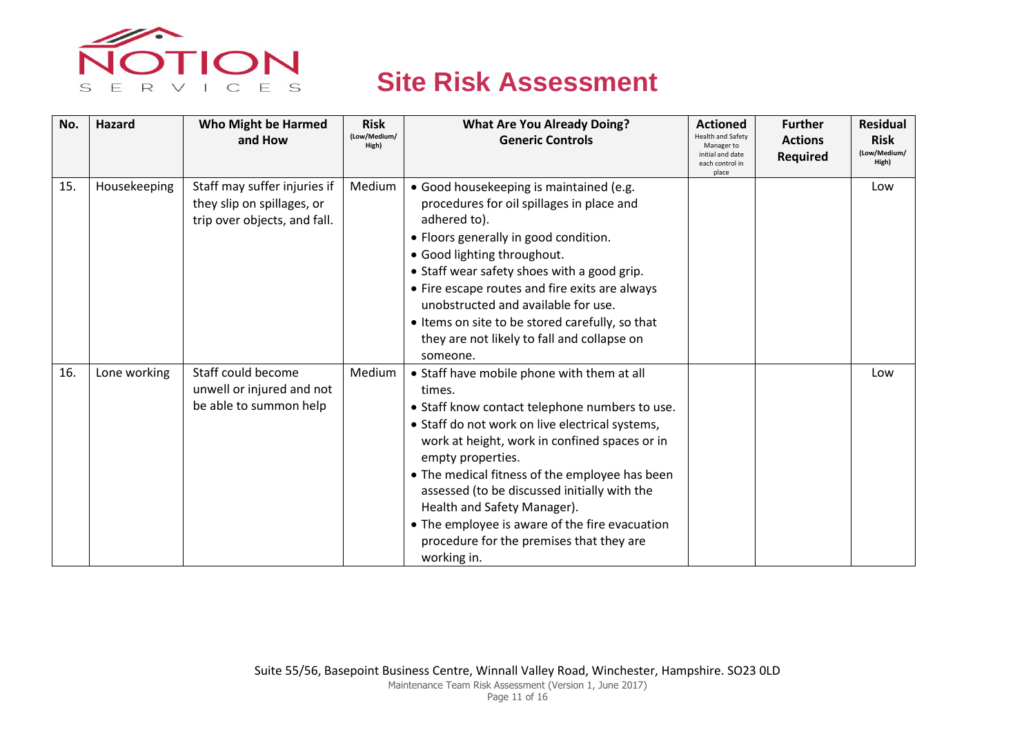NOTION SERVICES

# Site Risk Assessment

| No. | Hazard | Who Might be Harmed and How | Risk (Low/Medium/ High) | What Are You Already Doing? Generic Controls | Actioned Health and Safety Manager to initial and date each control in place | Further Actions Required | Residual Risk (Low/Medium/ High) |
|---|---|---|---|---|---|---|---|
| 15. | Housekeeping | Staff may suffer injuries if they slip on spillages, or trip over objects, and fall. | Medium | • Good housekeeping is maintained (e.g. procedures for oil spillages in place and adhered to).<br>• Floors generally in good condition.<br>• Good lighting throughout.<br>• Staff wear safety shoes with a good grip.<br>• Fire escape routes and fire exits are always unobstructed and available for use.<br>• Items on site to be stored carefully, so that they are not likely to fall and collapse on someone. | | | Low |
| 16. | Lone working | Staff could become unwell or injured and not be able to summon help | Medium | • Staff have mobile phone with them at all times.<br>• Staff know contact telephone numbers to use.<br>• Staff do not work on live electrical systems, work at height, work in confined spaces or in empty properties.<br>• The medical fitness of the employee has been assessed (to be discussed initially with the Health and Safety Manager).<br>• The employee is aware of the fire evacuation procedure for the premises that they are working in. | | | Low |

Suite 55/56, Basepoint Business Centre, Winnall Valley Road, Winchester, Hampshire. SO23 0LD

Maintenance Team Risk Assessment (Version 1, June 2017)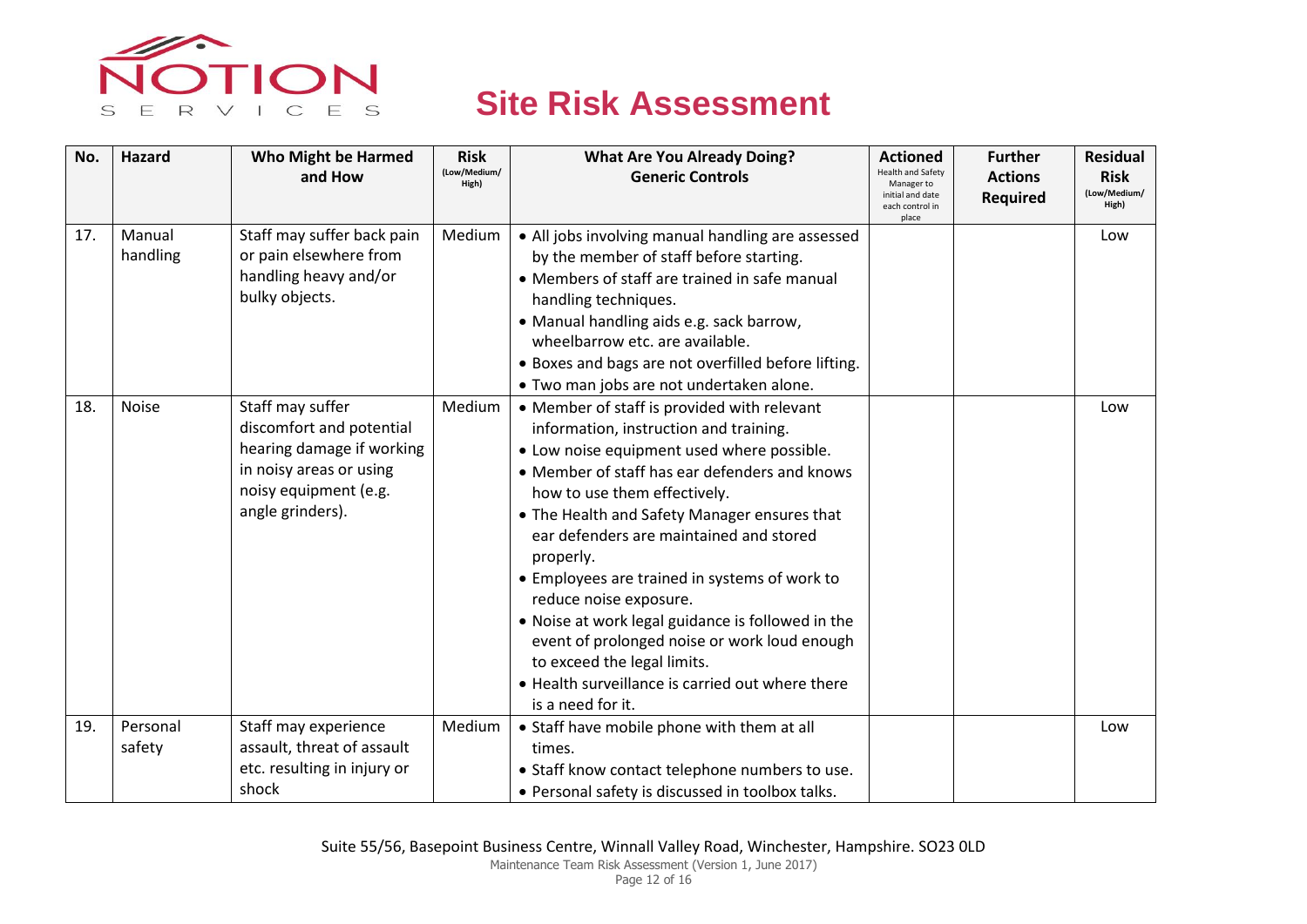# Site Risk Assessment

| No. | Hazard | Who Might be Harmed and How | Risk (Low/Medium/High) | What Are You Already Doing? Generic Controls | Actioned Health and Safety Manager to initial and date each control in place | Further Actions Required | Residual Risk (Low/Medium/High) |
|---|---|---|---|---|---|---|---|
| 17. | Manual handling | Staff may suffer back pain or pain elsewhere from handling heavy and/or bulky objects. | Medium | • All jobs involving manual handling are assessed by the member of staff before starting.<br>• Members of staff are trained in safe manual handling techniques.<br>• Manual handling aids e.g. sack barrow, wheelbarrow etc. are available.<br>• Boxes and bags are not overfilled before lifting.<br>• Two man jobs are not undertaken alone. | | | Low |
| 18. | Noise | Staff may suffer discomfort and potential hearing damage if working in noisy areas or using noisy equipment (e.g. angle grinders). | Medium | • Member of staff is provided with relevant information, instruction and training.<br>• Low noise equipment used where possible.<br>• Member of staff has ear defenders and knows how to use them effectively.<br>• The Health and Safety Manager ensures that ear defenders are maintained and stored properly.<br>• Employees are trained in systems of work to reduce noise exposure.<br>• Noise at work legal guidance is followed in the event of prolonged noise or work loud enough to exceed the legal limits.<br>• Health surveillance is carried out where there is a need for it. | | | Low |
| 19. | Personal safety | Staff may experience assault, threat of assault etc. resulting in injury or shock | Medium | • Staff have mobile phone with them at all times.<br>• Staff know contact telephone numbers to use.<br>• Personal safety is discussed in toolbox talks. | | | Low |

Suite 55/56, Basepoint Business Centre, Winnall Valley Road, Winchester, Hampshire. SO23 0LD

Maintenance Team Risk Assessment (Version 1, June 2017)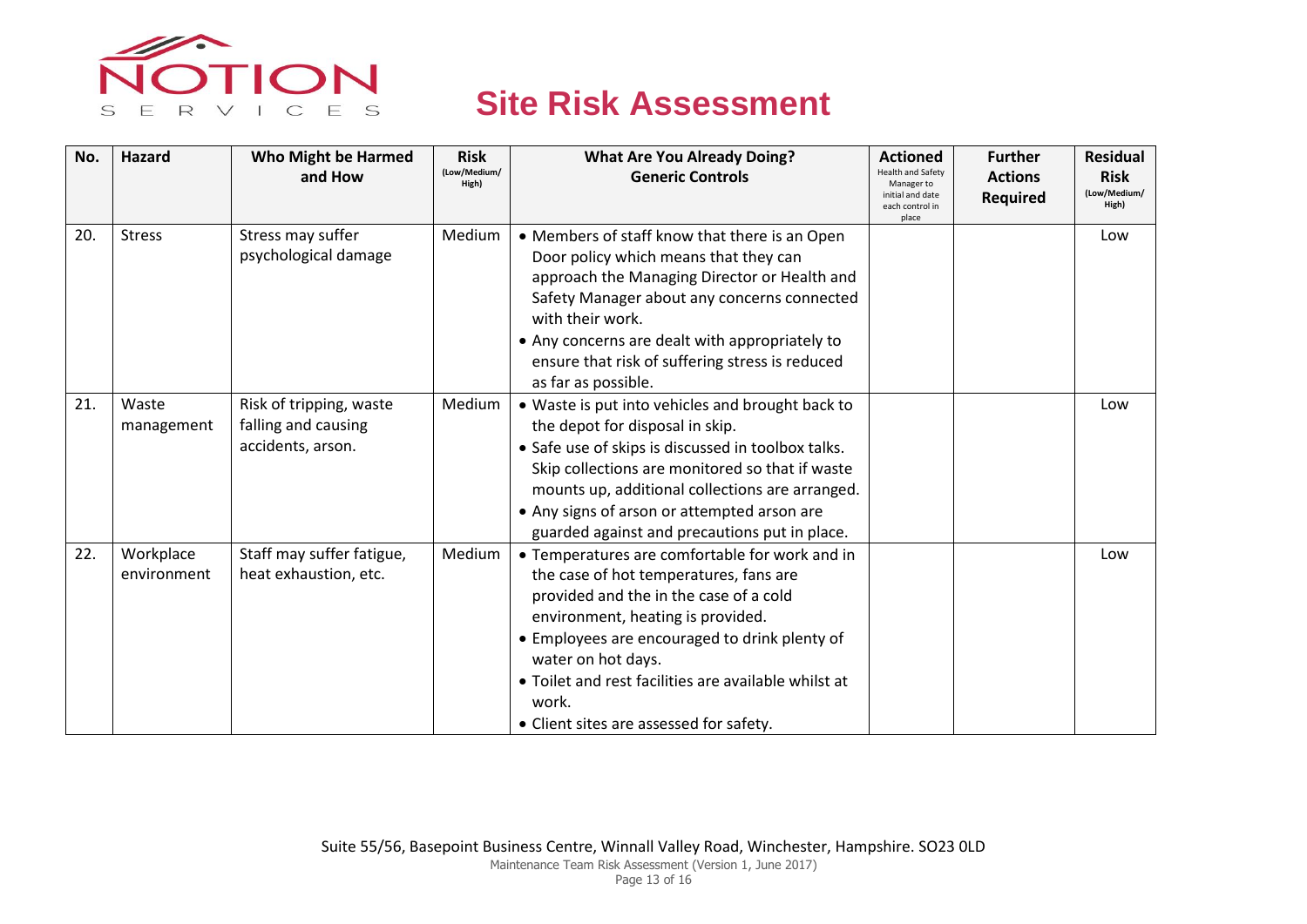# Site Risk Assessment

| No. | Hazard | Who Might be Harmed and How | Risk (Low/Medium/ High) | What Are You Already Doing? Generic Controls | Actioned Health and Safety Manager to initial and date each control in place | Further Actions Required | Residual Risk (Low/Medium/ High) |
|---|---|---|---|---|---|---|---|
| 20. | Stress | Stress may suffer psychological damage | Medium | • Members of staff know that there is an Open Door policy which means that they can approach the Managing Director or Health and Safety Manager about any concerns connected with their work.<br>• Any concerns are dealt with appropriately to ensure that risk of suffering stress is reduced as far as possible. | | | Low |
| 21. | Waste management | Risk of tripping, waste falling and causing accidents, arson. | Medium | • Waste is put into vehicles and brought back to the depot for disposal in skip.<br>• Safe use of skips is discussed in toolbox talks. Skip collections are monitored so that if waste mounts up, additional collections are arranged.<br>• Any signs of arson or attempted arson are guarded against and precautions put in place. | | | Low |
| 22. | Workplace environment | Staff may suffer fatigue, heat exhaustion, etc. | Medium | • Temperatures are comfortable for work and in the case of hot temperatures, fans are provided and the in the case of a cold environment, heating is provided.<br>• Employees are encouraged to drink plenty of water on hot days.<br>• Toilet and rest facilities are available whilst at work.<br>• Client sites are assessed for safety. | | | Low |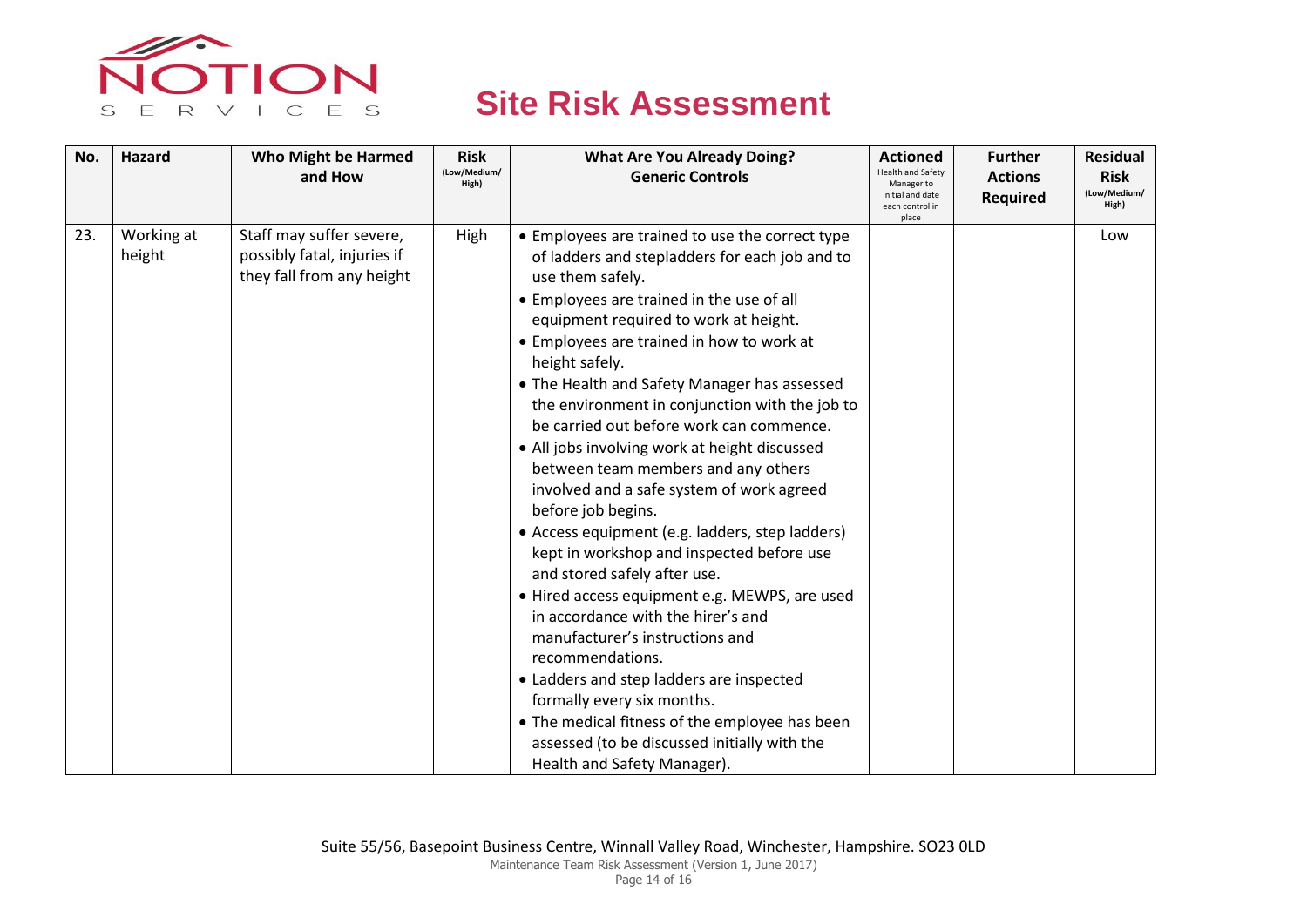# Site Risk Assessment

| No. | Hazard | Who Might be Harmed and How | Risk (Low/Medium/High) | What Are You Already Doing? Generic Controls | Actioned Health and Safety Manager to initial and date each control in place | Further Actions Required | Residual Risk (Low/Medium/High) |
|---|---|---|---|---|---|---|---|
| 23. | Working at height | Staff may suffer severe, possibly fatal, injuries if they fall from any height | High | • Employees are trained to use the correct type of ladders and stepladders for each job and to use them safely.<br>• Employees are trained in the use of all equipment required to work at height.<br>• Employees are trained in how to work at height safely.<br>• The Health and Safety Manager has assessed the environment in conjunction with the job to be carried out before work can commence.<br>• All jobs involving work at height discussed between team members and any others involved and a safe system of work agreed before job begins.<br>• Access equipment (e.g. ladders, step ladders) kept in workshop and inspected before use and stored safely after use.<br>• Hired access equipment e.g. MEWPS, are used in accordance with the hirer's and manufacturer's instructions and recommendations.<br>• Ladders and step ladders are inspected formally every six months.<br>• The medical fitness of the employee has been assessed (to be discussed initially with the Health and Safety Manager). | | | Low |

Suite 55/56, Basepoint Business Centre, Winnall Valley Road, Winchester, Hampshire. SO23 0LD
Maintenance Team Risk Assessment (Version 1, June 2017)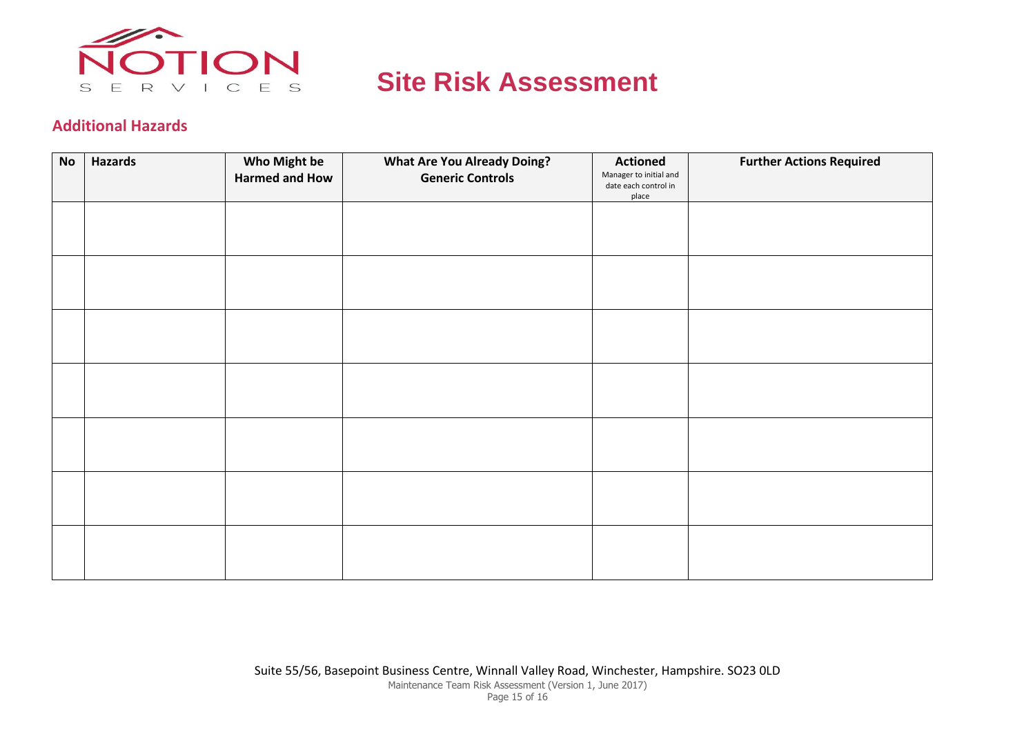# Site Risk Assessment

## Additional Hazards

| No | Hazards | Who Might be Harmed and How | What Are You Already Doing? Generic Controls | Actioned Manager to initial and date each control in place | Further Actions Required |
|---|---|---|---|---|---|
| | | | | | |
| | | | | | |
| | | | | | |
| | | | | | |
| | | | | | |
| | | | | | |
| | | | | | |

Suite 55/56, Basepoint Business Centre, Winnall Valley Road, Winchester, Hampshire. SO23 0LD
Maintenance Team Risk Assessment (Version 1, June 2017)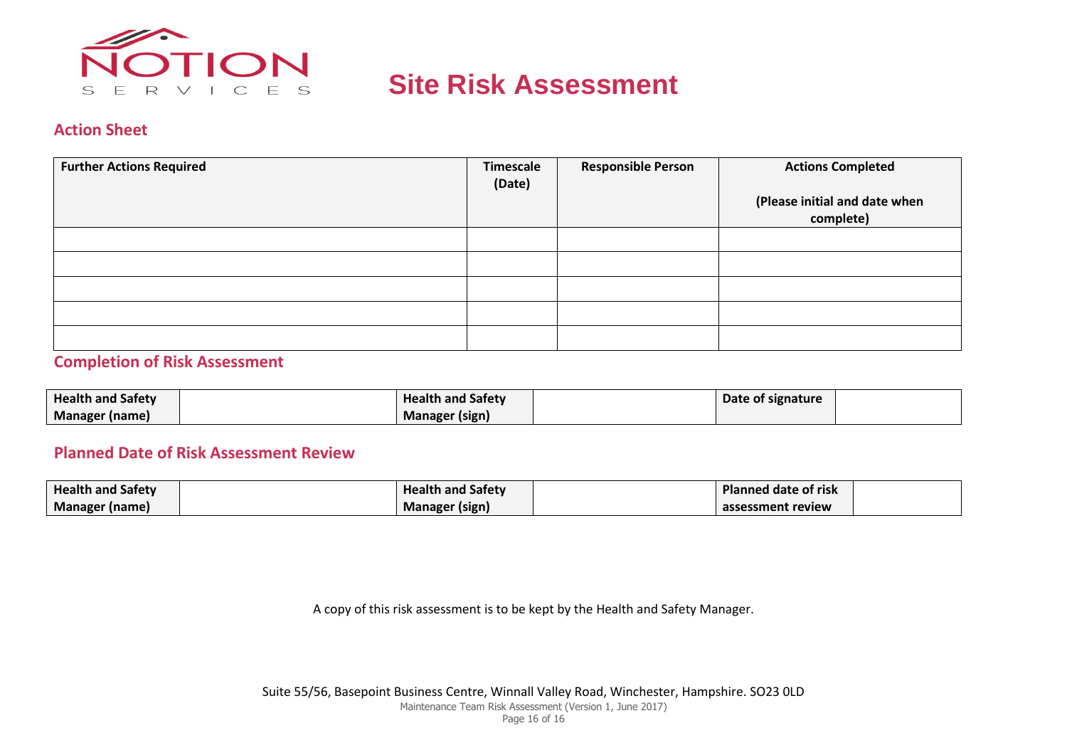# Site Risk Assessment

## Action Sheet

| Further Actions Required | Timescale (Date) | Responsible Person | Actions Completed<br><br>(Please initial and date when complete) |
|---|---|---|---|
| | | | |
| | | | |
| | | | |
| | | | |
| | | | |

## Completion of Risk Assessment

| | | | | | |
|---|---|---|---|---|---|
| **Health and Safety Manager (name)** | | **Health and Safety Manager (sign)** | | **Date of signature** | |

## Planned Date of Risk Assessment Review

| | | | | | |
|---|---|---|---|---|---|
| **Health and Safety Manager (name)** | | **Health and Safety Manager (sign)** | | **Planned date of risk assessment review** | |

A copy of this risk assessment is to be kept by the Health and Safety Manager.

Suite 55/56, Basepoint Business Centre, Winnall Valley Road, Winchester, Hampshire. SO23 0LD